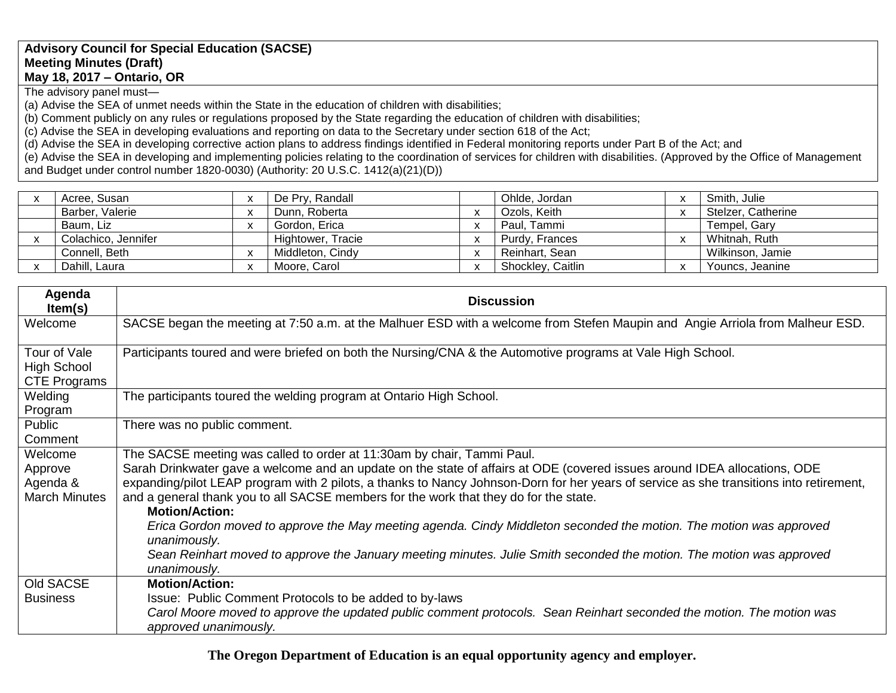**Advisory Council for Special Education (SACSE)**
**Meeting Minutes (Draft)**
**May 18, 2017 – Ontario, OR**

The advisory panel must—
(a) Advise the SEA of unmet needs within the State in the education of children with disabilities;
(b) Comment publicly on any rules or regulations proposed by the State regarding the education of children with disabilities;
(c) Advise the SEA in developing evaluations and reporting on data to the Secretary under section 618 of the Act;
(d) Advise the SEA in developing corrective action plans to address findings identified in Federal monitoring reports under Part B of the Act; and
(e) Advise the SEA in developing and implementing policies relating to the coordination of services for children with disabilities. (Approved by the Office of Management and Budget under control number 1820-0030) (Authority: 20 U.S.C. 1412(a)(21)(D))

| | | | | | | | |
|---|---|---|---|---|---|---|---|
| x | Acree, Susan | x | De Pry, Randall | | Ohlde, Jordan | x | Smith, Julie |
| | Barber, Valerie | x | Dunn, Roberta | x | Ozols, Keith | x | Stelzer, Catherine |
| | Baum, Liz | x | Gordon, Erica | x | Paul, Tammi | | Tempel, Gary |
| x | Colachico, Jennifer | | Hightower, Tracie | x | Purdy, Frances | x | Whitnah, Ruth |
| | Connell, Beth | x | Middleton, Cindy | x | Reinhart, Sean | | Wilkinson, Jamie |
| x | Dahill, Laura | x | Moore, Carol | x | Shockley, Caitlin | x | Youncs, Jeanine |

| Agenda Item(s) | Discussion |
|---|---|
| Welcome | SACSE began the meeting at 7:50 a.m. at the Malhuer ESD with a welcome from Stefen Maupin and Angie Arriola from Malheur ESD. |
| Tour of Vale High School CTE Programs | Participants toured and were briefed on both the Nursing/CNA & the Automotive programs at Vale High School. |
| Welding Program | The participants toured the welding program at Ontario High School. |
| Public Comment | There was no public comment. |
| Welcome Approve Agenda & March Minutes | The SACSE meeting was called to order at 11:30am by chair, Tammi Paul.<br>Sarah Drinkwater gave a welcome and an update on the state of affairs at ODE (covered issues around IDEA allocations, ODE expanding/pilot LEAP program with 2 pilots, a thanks to Nancy Johnson-Dorn for her years of service as she transitions into retirement, and a general thank you to all SACSE members for the work that they do for the state.<br>**Motion/Action:**<br>*Erica Gordon moved to approve the May meeting agenda. Cindy Middleton seconded the motion. The motion was approved unanimously.*<br>*Sean Reinhart moved to approve the January meeting minutes. Julie Smith seconded the motion. The motion was approved unanimously.* |
| Old SACSE Business | **Motion/Action:**<br>Issue: Public Comment Protocols to be added to by-laws<br>*Carol Moore moved to approve the updated public comment protocols. Sean Reinhart seconded the motion. The motion was approved unanimously.* |

**The Oregon Department of Education is an equal opportunity agency and employer.**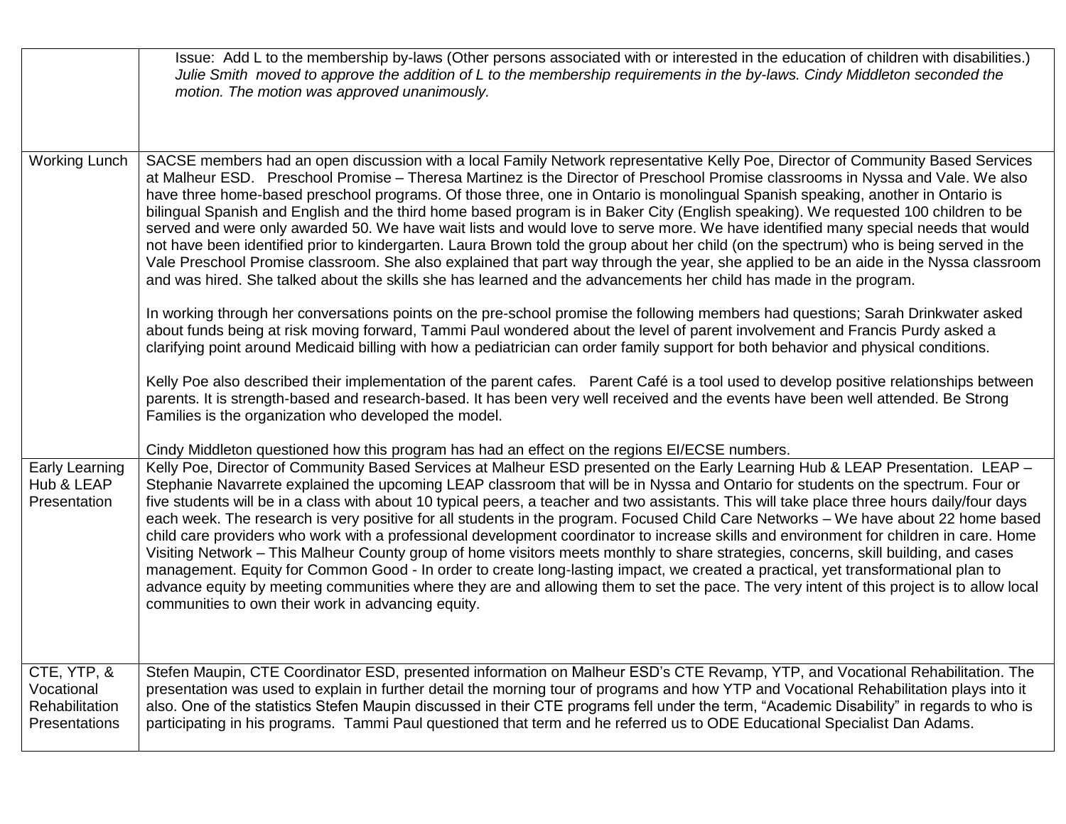| | |
|---|---|
| | Issue: Add L to the membership by-laws (Other persons associated with or interested in the education of children with disabilities.) *Julie Smith moved to approve the addition of L to the membership requirements in the by-laws. Cindy Middleton seconded the motion. The motion was approved unanimously.* |
| Working Lunch | SACSE members had an open discussion with a local Family Network representative Kelly Poe, Director of Community Based Services at Malheur ESD. Preschool Promise – Theresa Martinez is the Director of Preschool Promise classrooms in Nyssa and Vale. We also have three home-based preschool programs. Of those three, one in Ontario is monolingual Spanish speaking, another in Ontario is bilingual Spanish and English and the third home based program is in Baker City (English speaking). We requested 100 children to be served and were only awarded 50. We have wait lists and would love to serve more. We have identified many special needs that would not have been identified prior to kindergarten. Laura Brown told the group about her child (on the spectrum) who is being served in the Vale Preschool Promise classroom. She also explained that part way through the year, she applied to be an aide in the Nyssa classroom and was hired. She talked about the skills she has learned and the advancements her child has made in the program.<br><br>In working through her conversations points on the pre-school promise the following members had questions; Sarah Drinkwater asked about funds being at risk moving forward, Tammi Paul wondered about the level of parent involvement and Francis Purdy asked a clarifying point around Medicaid billing with how a pediatrician can order family support for both behavior and physical conditions.<br><br>Kelly Poe also described their implementation of the parent cafes. Parent Café is a tool used to develop positive relationships between parents. It is strength-based and research-based. It has been very well received and the events have been well attended. Be Strong Families is the organization who developed the model.<br><br>Cindy Middleton questioned how this program has had an effect on the regions EI/ECSE numbers. |
| Early Learning Hub & LEAP Presentation | Kelly Poe, Director of Community Based Services at Malheur ESD presented on the Early Learning Hub & LEAP Presentation. LEAP – Stephanie Navarrete explained the upcoming LEAP classroom that will be in Nyssa and Ontario for students on the spectrum. Four or five students will be in a class with about 10 typical peers, a teacher and two assistants. This will take place three hours daily/four days each week. The research is very positive for all students in the program. Focused Child Care Networks – We have about 22 home based child care providers who work with a professional development coordinator to increase skills and environment for children in care. Home Visiting Network – This Malheur County group of home visitors meets monthly to share strategies, concerns, skill building, and cases management. Equity for Common Good - In order to create long-lasting impact, we created a practical, yet transformational plan to advance equity by meeting communities where they are and allowing them to set the pace. The very intent of this project is to allow local communities to own their work in advancing equity. |
| CTE, YTP, & Vocational Rehabilitation Presentations | Stefen Maupin, CTE Coordinator ESD, presented information on Malheur ESD's CTE Revamp, YTP, and Vocational Rehabilitation. The presentation was used to explain in further detail the morning tour of programs and how YTP and Vocational Rehabilitation plays into it also. One of the statistics Stefen Maupin discussed in their CTE programs fell under the term, "Academic Disability" in regards to who is participating in his programs. Tammi Paul questioned that term and he referred us to ODE Educational Specialist Dan Adams. |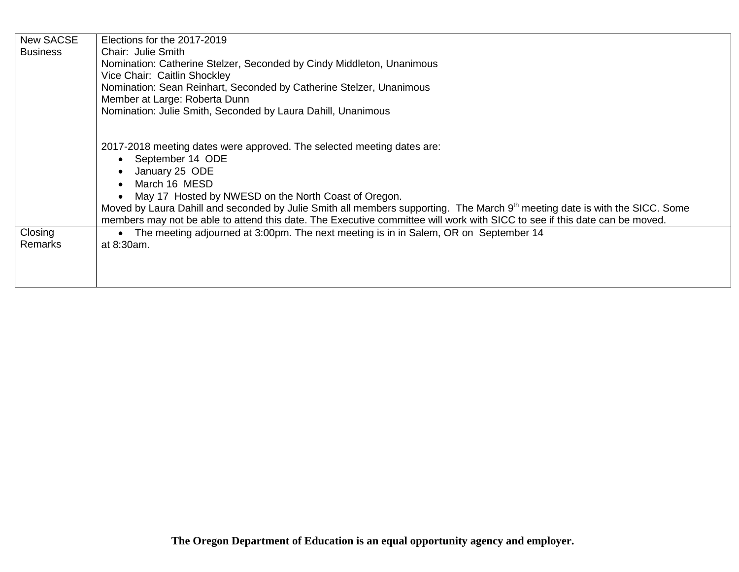| | |
|---|---|
| New SACSE Business | Elections for the 2017-2019<br>Chair: Julie Smith<br>Nomination: Catherine Stelzer, Seconded by Cindy Middleton, Unanimous<br>Vice Chair: Caitlin Shockley<br>Nomination: Sean Reinhart, Seconded by Catherine Stelzer, Unanimous<br>Member at Large: Roberta Dunn<br>Nomination: Julie Smith, Seconded by Laura Dahill, Unanimous<br><br>2017-2018 meeting dates were approved. The selected meeting dates are:<br>• September 14 ODE<br>• January 25 ODE<br>• March 16 MESD<br>• May 17 Hosted by NWESD on the North Coast of Oregon.<br>Moved by Laura Dahill and seconded by Julie Smith all members supporting. The March 9th meeting date is with the SICC. Some members may not be able to attend this date. The Executive committee will work with SICC to see if this date can be moved. |
| Closing Remarks | • The meeting adjourned at 3:00pm. The next meeting is in in Salem, OR on September 14 at 8:30am. |

**The Oregon Department of Education is an equal opportunity agency and employer.**